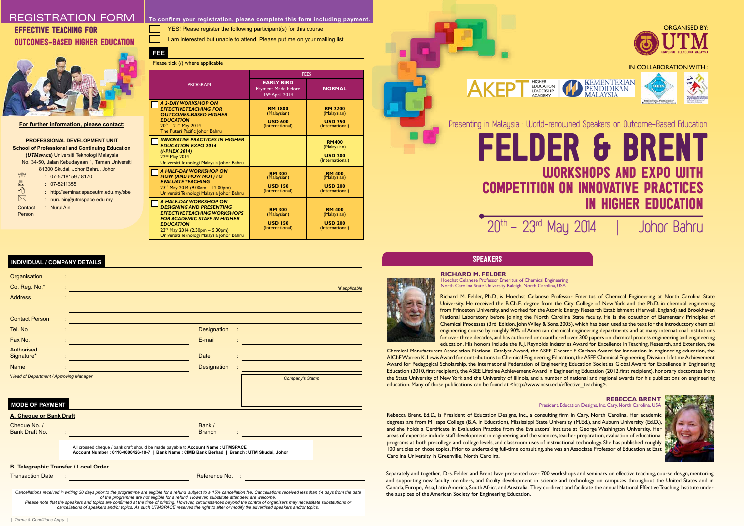# REGISTRATION FORM

## EFFECTIVE TEACHING FOR OUTCOMES-BASED HIGHER EDUCATION

**For further information, please contact:**

**PROFESSIONAL DEVELOPMENT UNIT**
**School of Professional and Continuing Education**
**(*UTMSPACE*)** Universiti Teknologi Malaysia
No. 34-50, Jalan Kebudayaan 1, Taman Universiti
81300 Skudai, Johor Bahru, Johor

: 07-5218159 / 8170
: 07-5211355
: http://seminar.spaceutm.edu.my/obe
: nurulain@utmspace.edu.my
Contact Person : Nurul Ain

**To confirm your registration, please complete this form including payment.**

☐ YES! Please register the following participant(s) for this course

☐ I am interested but unable to attend. Please put me on your mailing list

### FEE

Please tick (/) where applicable

| PROGRAM | FEES | |
|---|---|---|
| | **EARLY BIRD** Payment Made before 15th April 2014 | **NORMAL** |
| ☐ ***A 2-DAY WORKSHOP ON EFFECTIVE TEACHING FOR OUTCOMES-BASED HIGHER EDUCATION*** 20th – 21st May 2014 The Puteri Pacific Johor Bahru | **RM 1800** (Malaysian) **USD 600** (International) | **RM 2200** (Malaysian) **USD 750** (International) |
| ☐ ***INNOVATIVE PRACTICES IN HIGHER EDUCATION EXPO 2014 (I-PHEX 2014)*** 22nd May 2014 Universiti Teknologi Malaysia Johor Bahru | | **RM400** (Malaysian) **USD 200** (International) |
| ☐ ***A HALF-DAY WORKSHOP ON HOW (AND HOW NOT) TO EVALUATE TEACHING*** 23rd May 2014 (9.00am – 12.00pm) Universiti Teknologi Malaysia Johor Bahru | **RM 300** (Malaysian) **USD 150** (International) | **RM 400** (Malaysian) **USD 200** (International) |
| ☐ ***A HALF-DAY WORKSHOP ON DESIGNING AND PRESENTING EFFECTIVE TEACHING WORKSHOPS FOR ACADEMIC STAFF IN HIGHER EDUCATION*** 23rd May 2014 (2.30pm – 5.30pm) Universiti Teknologi Malaysia Johor Bahru | **RM 300** (Malaysian) **USD 150** (International) | **RM 400** (Malaysian) **USD 200** (International) |

### INDIVIDUAL / COMPANY DETAILS

Organisation :

Co. Reg. No.* : *\*if applicable*

Address :

Contact Person :

Tel. No : Designation :

Fax No. : E-mail :

Authorised Signature* : Date :

Name : Designation :

*\*Head of Department / Approving Manager*

*Company's Stamp*

### MODE OF PAYMENT

**A. Cheque or Bank Draft**

Cheque No. / Bank Draft No. : Bank / Branch :

All crossed cheque / bank draft should be made payable to **Account Name : UTMSPACE**
**Account Number : 0116-0000426-10-7 | Bank Name : CIMB Bank Berhad | Branch : UTM Skudai, Johor**

**B. Telegraphic Transfer / Local Order**

Transaction Date : Reference No. :

*Cancellations received in writing 30 days prior to the programme are eligible for a refund, subject to a 15% cancellation fee. Cancellations received less than 14 days from the date of the programme are not eligible for a refund. However, substitute attendees are welcome.*
*Please note that the speakers and topics are confirmed at the time of printing. However, circumstances beyond the control of organisers may necessitate substitutions or cancellations of speakers and/or topics. As such UTMSPACE reserves the right to alter or modify the advertised speakers and/or topics.*

*| Terms & Conditions Apply |*

ORGANISED BY: UTM UNIVERSITI TEKNOLOGI MALAYSIA

IN COLLABORATION WITH : AKEPT Higher Education Leadership Academy | Kementerian Pendidikan Malaysia | IFEES International Federation of Engineering Education Societies

Presenting in Malaysia : World-renowned Speakers on Outcome-Based Education

# FELDER & BRENT

## WORKSHOPS AND EXPO WITH COMPETITION ON INNOVATIVE PRACTICES IN HIGHER EDUCATION

20th – 23rd May 2014 | Johor Bahru

## SPEAKERS

### RICHARD M. FELDER

Hoechst Celanese Professor Emeritus of Chemical Engineering
North Carolina State University Raleigh, North Carolina, USA

Richard M. Felder, Ph.D., is Hoechst Celanese Professor Emeritus of Chemical Engineering at North Carolina State University. He received the B.Ch.E. degree from the City College of New York and the Ph.D. in chemical engineering from Princeton University, and worked for the Atomic Energy Research Establishment (Harwell, England) and Brookhaven National Laboratory before joining the North Carolina State faculty. He is the coauthor of Elementary Principles of Chemical Processes (3rd Edition, John Wiley & Sons, 2005), which has been used as the text for the introductory chemical engineering course by roughly 90% of American chemical engineering departments and at many international institutions for over three decades, and has authored or coauthored over 300 papers on chemical process engineering and engineering education. His honors include the R.J. Reynolds Industries Award for Excellence in Teaching, Research, and Extension, the Chemical Manufacturers Association National Catalyst Award, the ASEE Chester F. Carlson Award for innovation in engineering education, the AIChE Warren K. Lewis Award for contributions to Chemical Engineering Education, the ASEE Chemical Engineering Division Lifetime Achievement Award for Pedagogical Scholarship, the International Federation of Engineering Education Societies Global Award for Excellence in Engineering Education (2010, first recipient), the ASEE Lifetime Achievement Award in Engineering Education (2012, first recipient), honorary doctorates from the State University of New York and the University of Illinois, and a number of national and regional awards for his publications on engineering education. Many of those publications can be found at <http://www.ncsu.edu/effective_teaching>.

### REBECCA BRENT

President, Education Designs, Inc., Cary, North Carolina, USA

Rebecca Brent, Ed.D., is President of Education Designs, Inc., a consulting firm in Cary, North Carolina. Her academic degrees are from Millsaps College (B.A. in Education), Mississippi State University (M.Ed.), and Auburn University (Ed.D.), and she holds a Certificate in Evaluation Practice from the Evaluators' Institute at George Washington University. Her areas of expertise include staff development in engineering and the sciences, teacher preparation, evaluation of educational programs at both precollege and college levels, and classroom uses of instructional technology. She has published roughly 100 articles on those topics. Prior to undertaking full-time consulting, she was an Associate Professor of Education at East Carolina University in Greenville, North Carolina.

Separately and together, Drs. Felder and Brent have presented over 700 workshops and seminars on effective teaching, course design, mentoring and supporting new faculty members, and faculty development in science and technology on campuses throughout the United States and in Canada, Europe, Asia, Latin America, South Africa, and Australia. They co-direct and facilitate the annual National Effective Teaching Institute under the auspices of the American Society for Engineering Education.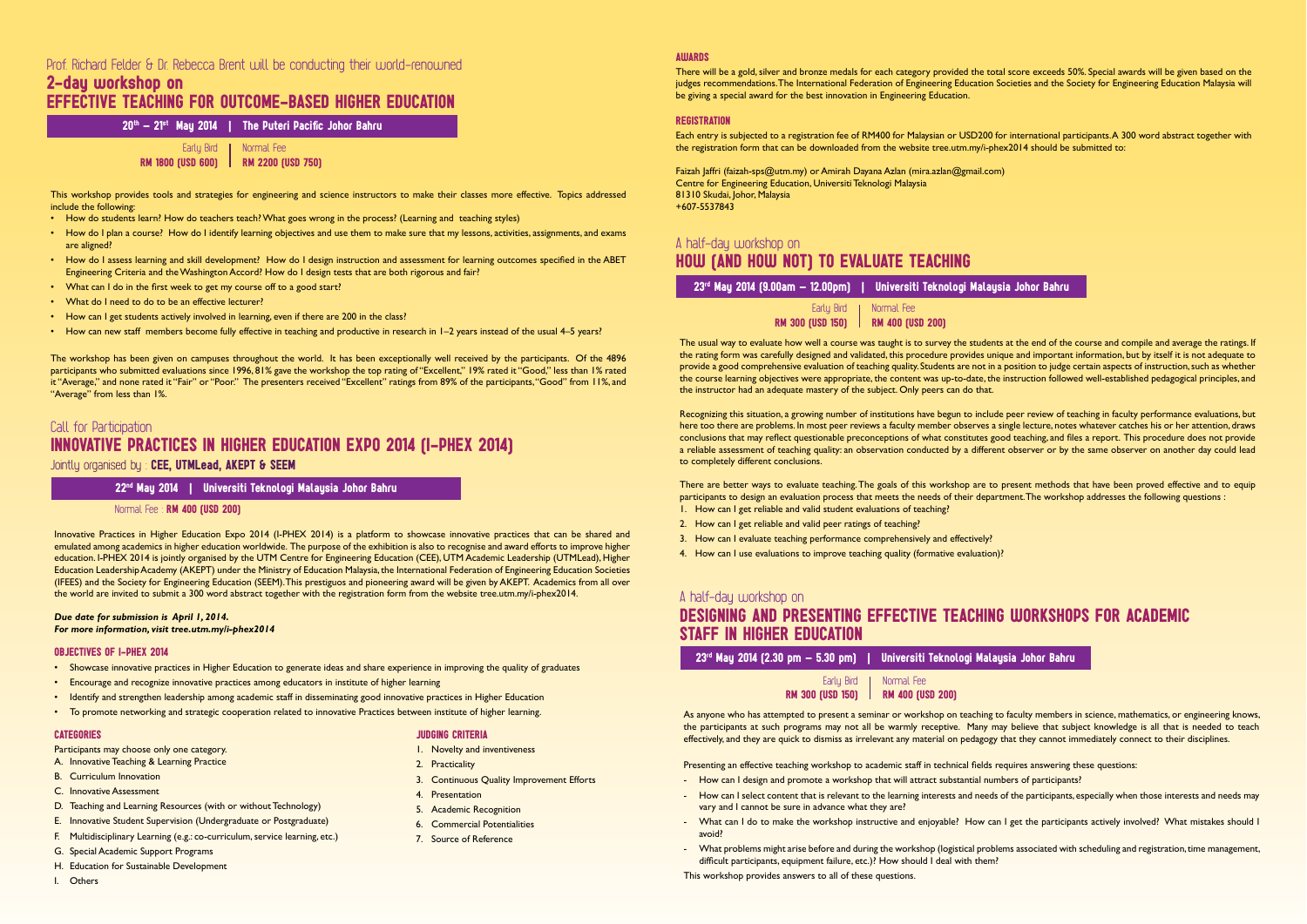Prof. Richard Felder & Dr. Rebecca Brent will be conducting their world-renowned

# 2-day workshop on EFFECTIVE TEACHING FOR OUTCOME-BASED HIGHER EDUCATION

**20th – 21st May 2014 | The Puteri Pacific Johor Bahru**

| Early Bird | Normal Fee |
|---|---|
| RM 1800 (USD 600) | RM 2200 (USD 750) |

This workshop provides tools and strategies for engineering and science instructors to make their classes more effective. Topics addressed include the following:

- How do students learn? How do teachers teach? What goes wrong in the process? (Learning and teaching styles)
- How do I plan a course? How do I identify learning objectives and use them to make sure that my lessons, activities, assignments, and exams are aligned?
- How do I assess learning and skill development? How do I design instruction and assessment for learning outcomes specified in the ABET Engineering Criteria and the Washington Accord? How do I design tests that are both rigorous and fair?
- What can I do in the first week to get my course off to a good start?
- What do I need to do to be an effective lecturer?
- How can I get students actively involved in learning, even if there are 200 in the class?
- How can new staff members become fully effective in teaching and productive in research in 1–2 years instead of the usual 4–5 years?

The workshop has been given on campuses throughout the world. It has been exceptionally well received by the participants. Of the 4896 participants who submitted evaluations since 1996, 81% gave the workshop the top rating of "Excellent," 19% rated it "Good," less than 1% rated it "Average," and none rated it "Fair" or "Poor." The presenters received "Excellent" ratings from 89% of the participants, "Good" from 11%, and "Average" from less than 1%.

Call for Participation

# INNOVATIVE PRACTICES IN HIGHER EDUCATION EXPO 2014 (I-PHEX 2014)

Jointly organised by : **CEE, UTMLead, AKEPT & SEEM**

**22nd May 2014 | Universiti Teknologi Malaysia Johor Bahru**

Normal Fee : **RM 400 (USD 200)**

Innovative Practices in Higher Education Expo 2014 (I-PHEX 2014) is a platform to showcase innovative practices that can be shared and emulated among academics in higher education worldwide. The purpose of the exhibition is also to recognise and award efforts to improve higher education. I-PHEX 2014 is jointly organised by the UTM Centre for Engineering Education (CEE), UTM Academic Leadership (UTMLead), Higher Education Leadership Academy (AKEPT) under the Ministry of Education Malaysia, the International Federation of Engineering Education Societies (IFEES) and the Society for Engineering Education (SEEM). This prestigous and pioneering award will be given by AKEPT. Academics from all over the world are invited to submit a 300 word abstract together with the registration form from the website tree.utm.my/i-phex2014.

***Due date for submission is April 1, 2014.***
***For more information, visit tree.utm.my/i-phex2014***

### OBJECTIVES OF I-PHEX 2014

- Showcase innovative practices in Higher Education to generate ideas and share experience in improving the quality of graduates
- Encourage and recognize innovative practices among educators in institute of higher learning
- Identify and strengthen leadership among academic staff in disseminating good innovative practices in Higher Education
- To promote networking and strategic cooperation related to innovative Practices between institute of higher learning.

### CATEGORIES

Participants may choose only one category.

A. Innovative Teaching & Learning Practice
B. Curriculum Innovation
C. Innovative Assessment
D. Teaching and Learning Resources (with or without Technology)
E. Innovative Student Supervision (Undergraduate or Postgraduate)
F. Multidisciplinary Learning (e.g.: co-curriculum, service learning, etc.)
G. Special Academic Support Programs
H. Education for Sustainable Development
I. Others

### JUDGING CRITERIA

1. Novelty and inventiveness
2. Practicality
3. Continuous Quality Improvement Efforts
4. Presentation
5. Academic Recognition
6. Commercial Potentialities
7. Source of Reference

### AWARDS

There will be a gold, silver and bronze medals for each category provided the total score exceeds 50%. Special awards will be given based on the judges recommendations. The International Federation of Engineering Education Societies and the Society for Engineering Education Malaysia will be giving a special award for the best innovation in Engineering Education.

### REGISTRATION

Each entry is subjected to a registration fee of RM400 for Malaysian or USD200 for international participants. A 300 word abstract together with the registration form that can be downloaded from the website tree.utm.my/i-phex2014 should be submitted to:

Faizah Jaffri (faizah-sps@utm.my) or Amirah Dayana Azlan (mira.azlan@gmail.com)
Centre for Engineering Education, Universiti Teknologi Malaysia
81310 Skudai, Johor, Malaysia
+607-5537843

A half-day workshop on

# HOW (AND HOW NOT) TO EVALUATE TEACHING

**23rd May 2014 (9.00am – 12.00pm) | Universiti Teknologi Malaysia Johor Bahru**

| Early Bird | Normal Fee |
|---|---|
| RM 300 (USD 150) | RM 400 (USD 200) |

The usual way to evaluate how well a course was taught is to survey the students at the end of the course and compile and average the ratings. If the rating form was carefully designed and validated, this procedure provides unique and important information, but by itself it is not adequate to provide a good comprehensive evaluation of teaching quality. Students are not in a position to judge certain aspects of instruction, such as whether the course learning objectives were appropriate, the content was up-to-date, the instruction followed well-established pedagogical principles, and the instructor had an adequate mastery of the subject. Only peers can do that.

Recognizing this situation, a growing number of institutions have begun to include peer review of teaching in faculty performance evaluations, but here too there are problems. In most peer reviews a faculty member observes a single lecture, notes whatever catches his or her attention, draws conclusions that may reflect questionable preconceptions of what constitutes good teaching, and files a report. This procedure does not provide a reliable assessment of teaching quality: an observation conducted by a different observer or by the same observer on another day could lead to completely different conclusions.

There are better ways to evaluate teaching. The goals of this workshop are to present methods that have been proved effective and to equip participants to design an evaluation process that meets the needs of their department. The workshop addresses the following questions :

1. How can I get reliable and valid student evaluations of teaching?
2. How can I get reliable and valid peer ratings of teaching?
3. How can I evaluate teaching performance comprehensively and effectively?
4. How can I use evaluations to improve teaching quality (formative evaluation)?

A half-day workshop on

# DESIGNING AND PRESENTING EFFECTIVE TEACHING WORKSHOPS FOR ACADEMIC STAFF IN HIGHER EDUCATION

**23rd May 2014 (2.30 pm – 5.30 pm) | Universiti Teknologi Malaysia Johor Bahru**

| Early Bird | Normal Fee |
|---|---|
| RM 300 (USD 150) | RM 400 (USD 200) |

As anyone who has attempted to present a seminar or workshop on teaching to faculty members in science, mathematics, or engineering knows, the participants at such programs may not all be warmly receptive. Many may believe that subject knowledge is all that is needed to teach effectively, and they are quick to dismiss as irrelevant any material on pedagogy that they cannot immediately connect to their disciplines.

Presenting an effective teaching workshop to academic staff in technical fields requires answering these questions:

- How can I design and promote a workshop that will attract substantial numbers of participants?
- How can I select content that is relevant to the learning interests and needs of the participants, especially when those interests and needs may vary and I cannot be sure in advance what they are?
- What can I do to make the workshop instructive and enjoyable? How can I get the participants actively involved? What mistakes should I avoid?
- What problems might arise before and during the workshop (logistical problems associated with scheduling and registration, time management, difficult participants, equipment failure, etc.)? How should I deal with them?

This workshop provides answers to all of these questions.